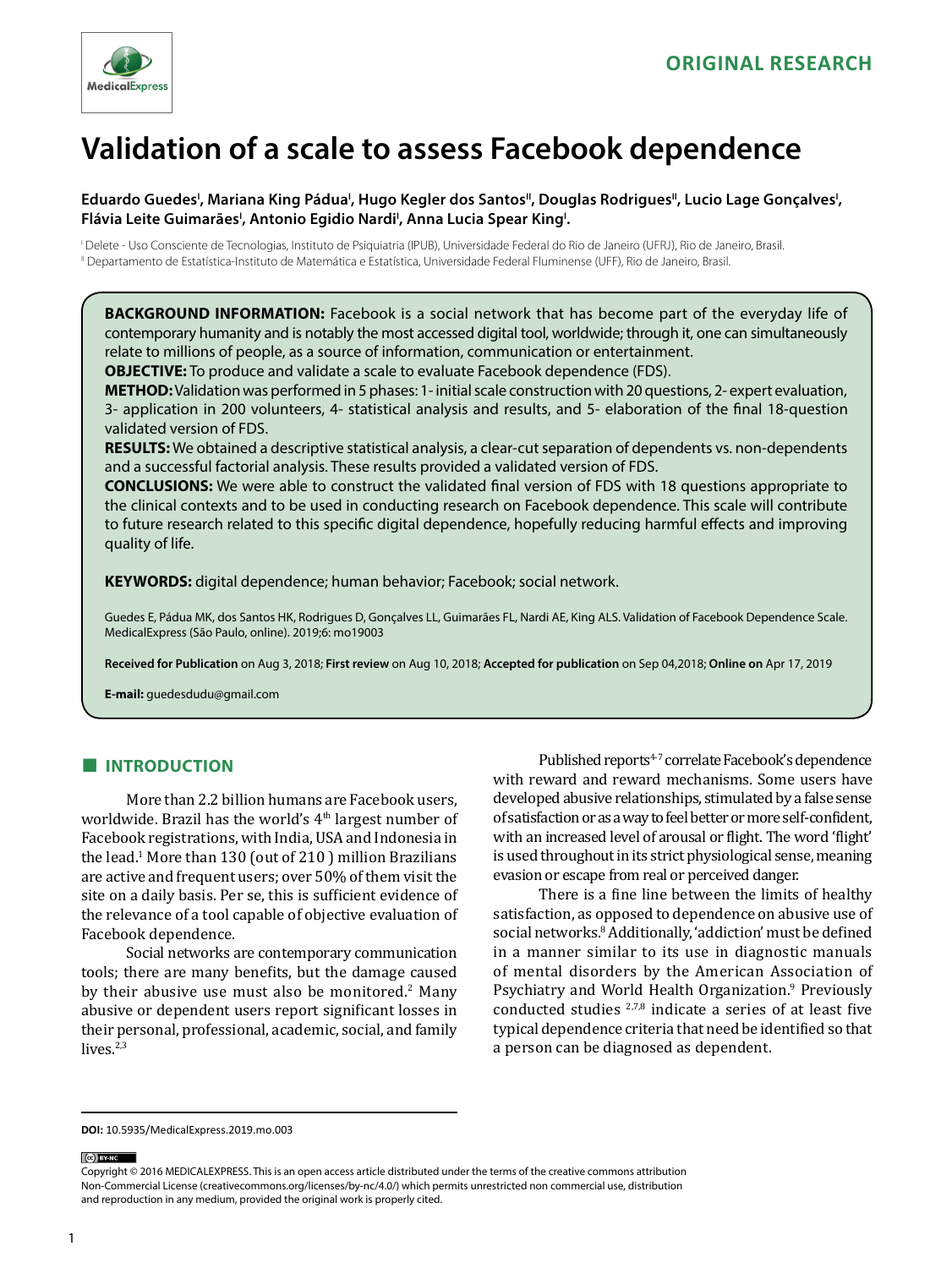ORIGINAL RESEARCH

# Validation of a scale to assess Facebook dependence

**Eduardo Guedes[I], Mariana King Pádua[I], Hugo Kegler dos Santos[II], Douglas Rodrigues[II], Lucio Lage Gonçalves[I], Flávia Leite Guimarães[I], Antonio Egidio Nardi[I], Anna Lucia Spear King[I].**

[I] Delete - Uso Consciente de Tecnologias, Instituto de Psiquiatria (IPUB), Universidade Federal do Rio de Janeiro (UFRJ), Rio de Janeiro, Brasil.
[II] Departamento de Estatística-Instituto de Matemática e Estatística, Universidade Federal Fluminense (UFF), Rio de Janeiro, Brasil.

**BACKGROUND INFORMATION:** Facebook is a social network that has become part of the everyday life of contemporary humanity and is notably the most accessed digital tool, worldwide; through it, one can simultaneously relate to millions of people, as a source of information, communication or entertainment.
**OBJECTIVE:** To produce and validate a scale to evaluate Facebook dependence (FDS).
**METHOD:** Validation was performed in 5 phases: 1- initial scale construction with 20 questions, 2- expert evaluation, 3- application in 200 volunteers, 4- statistical analysis and results, and 5- elaboration of the final 18-question validated version of FDS.
**RESULTS:** We obtained a descriptive statistical analysis, a clear-cut separation of dependents vs. non-dependents and a successful factorial analysis. These results provided a validated version of FDS.
**CONCLUSIONS:** We were able to construct the validated final version of FDS with 18 questions appropriate to the clinical contexts and to be used in conducting research on Facebook dependence. This scale will contribute to future research related to this specific digital dependence, hopefully reducing harmful effects and improving quality of life.

**KEYWORDS:** digital dependence; human behavior; Facebook; social network.

Guedes E, Pádua MK, dos Santos HK, Rodrigues D, Gonçalves LL, Guimarães FL, Nardi AE, King ALS. Validation of Facebook Dependence Scale. MedicalExpress (São Paulo, online). 2019;6: mo19003

**Received for Publication** on Aug 3, 2018; **First review** on Aug 10, 2018; **Accepted for publication** on Sep 04,2018; **Online on** Apr 17, 2019

**E-mail:** guedesdudu@gmail.com

## INTRODUCTION

More than 2.2 billion humans are Facebook users, worldwide. Brazil has the world's 4th largest number of Facebook registrations, with India, USA and Indonesia in the lead.[1] More than 130 (out of 210 ) million Brazilians are active and frequent users; over 50% of them visit the site on a daily basis. Per se, this is sufficient evidence of the relevance of a tool capable of objective evaluation of Facebook dependence.

Social networks are contemporary communication tools; there are many benefits, but the damage caused by their abusive use must also be monitored.[2] Many abusive or dependent users report significant losses in their personal, professional, academic, social, and family lives.[2,3]

Published reports[4-7] correlate Facebook's dependence with reward and reward mechanisms. Some users have developed abusive relationships, stimulated by a false sense of satisfaction or as a way to feel better or more self-confident, with an increased level of arousal or flight. The word 'flight' is used throughout in its strict physiological sense, meaning evasion or escape from real or perceived danger.

There is a fine line between the limits of healthy satisfaction, as opposed to dependence on abusive use of social networks.[8] Additionally, 'addiction' must be defined in a manner similar to its use in diagnostic manuals of mental disorders by the American Association of Psychiatry and World Health Organization.[9] Previously conducted studies [2,7,8] indicate a series of at least five typical dependence criteria that need be identified so that a person can be diagnosed as dependent.

**DOI:** 10.5935/MedicalExpress.2019.mo.003

Copyright © 2016 MEDICALEXPRESS. This is an open access article distributed under the terms of the creative commons attribution Non-Commercial License (creativecommons.org/licenses/by-nc/4.0/) which permits unrestricted non commercial use, distribution and reproduction in any medium, provided the original work is properly cited.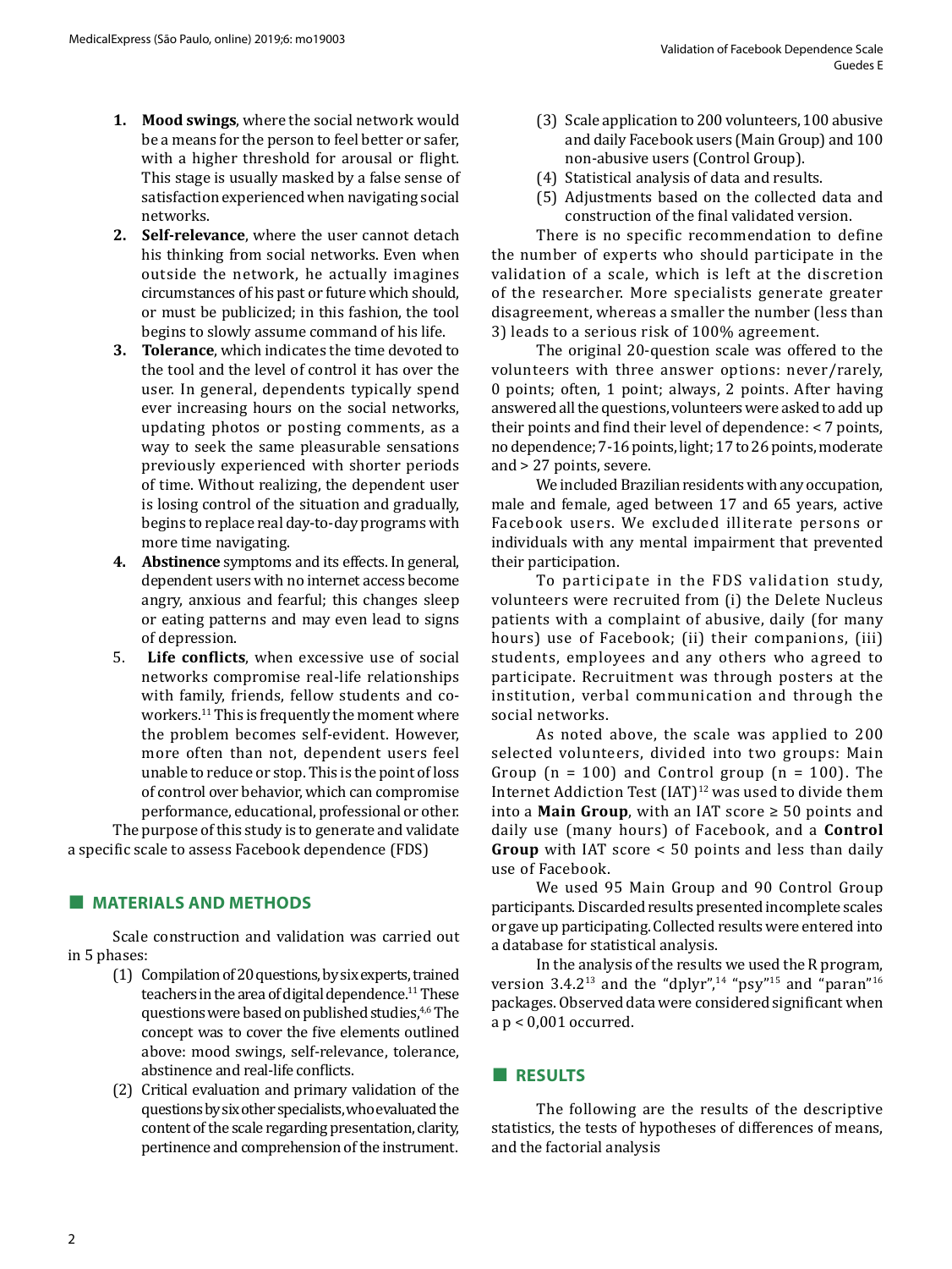1. **Mood swings**, where the social network would be a means for the person to feel better or safer, with a higher threshold for arousal or flight. This stage is usually masked by a false sense of satisfaction experienced when navigating social networks.
2. **Self-relevance**, where the user cannot detach his thinking from social networks. Even when outside the network, he actually imagines circumstances of his past or future which should, or must be publicized; in this fashion, the tool begins to slowly assume command of his life.
3. **Tolerance**, which indicates the time devoted to the tool and the level of control it has over the user. In general, dependents typically spend ever increasing hours on the social networks, updating photos or posting comments, as a way to seek the same pleasurable sensations previously experienced with shorter periods of time. Without realizing, the dependent user is losing control of the situation and gradually, begins to replace real day-to-day programs with more time navigating.
4. **Abstinence** symptoms and its effects. In general, dependent users with no internet access become angry, anxious and fearful; this changes sleep or eating patterns and may even lead to signs of depression.
5. **Life conflicts**, when excessive use of social networks compromise real-life relationships with family, friends, fellow students and co-workers.[11] This is frequently the moment where the problem becomes self-evident. However, more often than not, dependent users feel unable to reduce or stop. This is the point of loss of control over behavior, which can compromise performance, educational, professional or other.

The purpose of this study is to generate and validate a specific scale to assess Facebook dependence (FDS)

## MATERIALS AND METHODS

Scale construction and validation was carried out in 5 phases:

(1) Compilation of 20 questions, by six experts, trained teachers in the area of digital dependence.[11] These questions were based on published studies,[4,6] The concept was to cover the five elements outlined above: mood swings, self-relevance, tolerance, abstinence and real-life conflicts.

(2) Critical evaluation and primary validation of the questions by six other specialists, who evaluated the content of the scale regarding presentation, clarity, pertinence and comprehension of the instrument.

(3) Scale application to 200 volunteers, 100 abusive and daily Facebook users (Main Group) and 100 non-abusive users (Control Group).

(4) Statistical analysis of data and results.

(5) Adjustments based on the collected data and construction of the final validated version.

There is no specific recommendation to define the number of experts who should participate in the validation of a scale, which is left at the discretion of the researcher. More specialists generate greater disagreement, whereas a smaller the number (less than 3) leads to a serious risk of 100% agreement.

The original 20-question scale was offered to the volunteers with three answer options: never/rarely, 0 points; often, 1 point; always, 2 points. After having answered all the questions, volunteers were asked to add up their points and find their level of dependence: < 7 points, no dependence; 7-16 points, light; 17 to 26 points, moderate and > 27 points, severe.

We included Brazilian residents with any occupation, male and female, aged between 17 and 65 years, active Facebook users. We excluded illiterate persons or individuals with any mental impairment that prevented their participation.

To participate in the FDS validation study, volunteers were recruited from (i) the Delete Nucleus patients with a complaint of abusive, daily (for many hours) use of Facebook; (ii) their companions, (iii) students, employees and any others who agreed to participate. Recruitment was through posters at the institution, verbal communication and through the social networks.

As noted above, the scale was applied to 200 selected volunteers, divided into two groups: Main Group (n = 100) and Control group (n = 100). The Internet Addiction Test (IAT)[12] was used to divide them into a **Main Group**, with an IAT score ≥ 50 points and daily use (many hours) of Facebook, and a **Control Group** with IAT score < 50 points and less than daily use of Facebook.

We used 95 Main Group and 90 Control Group participants. Discarded results presented incomplete scales or gave up participating. Collected results were entered into a database for statistical analysis.

In the analysis of the results we used the R program, version 3.4.2[13] and the "dplyr",[14] "psy"[15] and "paran"[16] packages. Observed data were considered significant when a $p < 0,001$ occurred.

## RESULTS

The following are the results of the descriptive statistics, the tests of hypotheses of differences of means, and the factorial analysis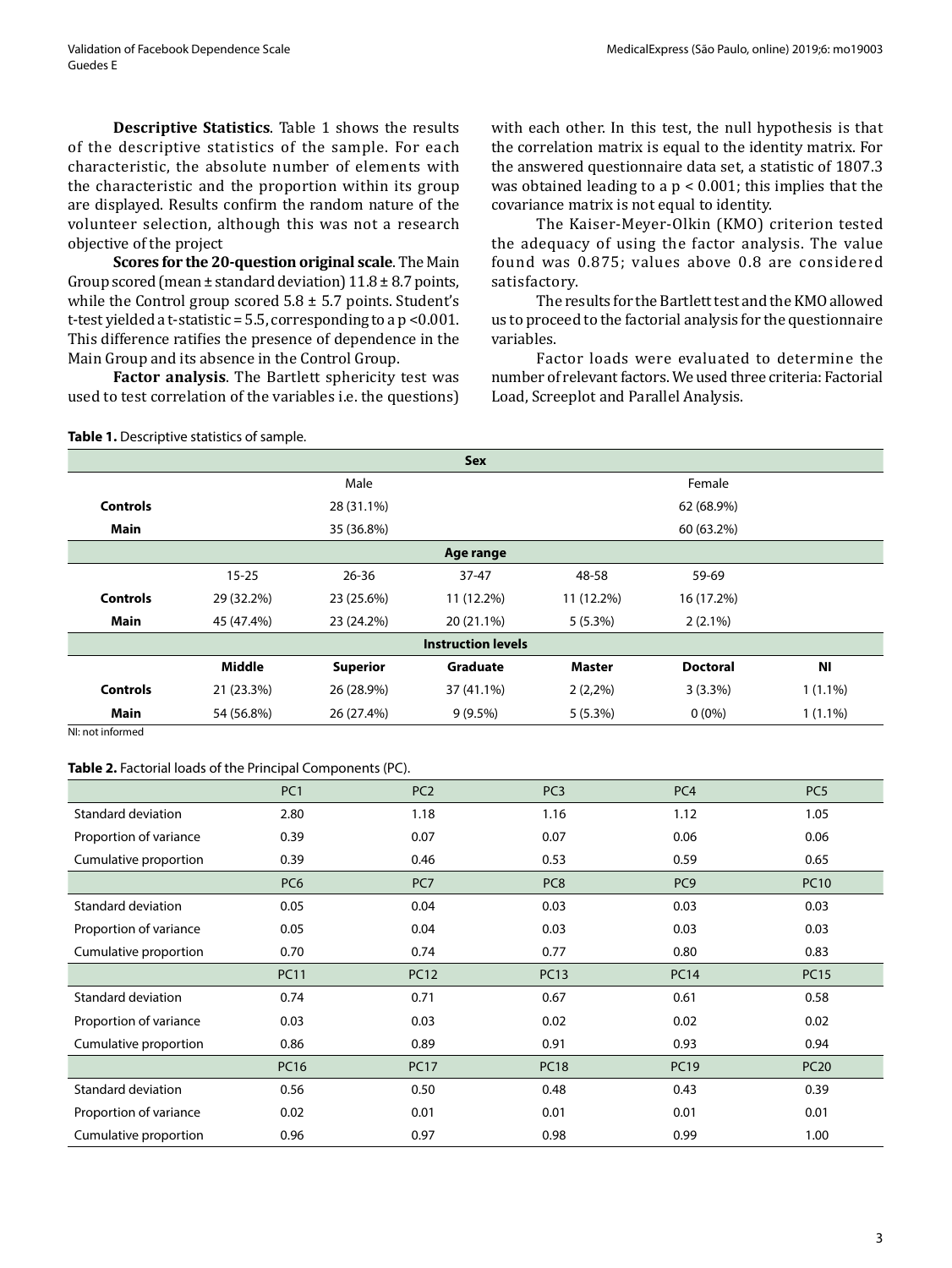**Descriptive Statistics**. Table 1 shows the results of the descriptive statistics of the sample. For each characteristic, the absolute number of elements with the characteristic and the proportion within its group are displayed. Results confirm the random nature of the volunteer selection, although this was not a research objective of the project

**Scores for the 20-question original scale**. The Main Group scored (mean ± standard deviation) 11.8 ± 8.7 points, while the Control group scored 5.8 ± 5.7 points. Student's t-test yielded a t-statistic = 5.5, corresponding to a $p < 0.001$. This difference ratifies the presence of dependence in the Main Group and its absence in the Control Group.

**Factor analysis**. The Bartlett sphericity test was used to test correlation of the variables i.e. the questions) with each other. In this test, the null hypothesis is that the correlation matrix is equal to the identity matrix. For the answered questionnaire data set, a statistic of 1807.3 was obtained leading to a $p < 0.001$; this implies that the covariance matrix is not equal to identity.

The Kaiser-Meyer-Olkin (KMO) criterion tested the adequacy of using the factor analysis. The value found was 0.875; values above 0.8 are considered satisfactory.

The results for the Bartlett test and the KMO allowed us to proceed to the factorial analysis for the questionnaire variables.

Factor loads were evaluated to determine the number of relevant factors. We used three criteria: Factorial Load, Screeplot and Parallel Analysis.

**Table 1.** Descriptive statistics of sample.

| | **Sex** | | | | | |
|---|---|---|---|---|---|---|
| | Male | | | Female | | |
| **Controls** | 28 (31.1%) | | | 62 (68.9%) | | |
| **Main** | 35 (36.8%) | | | 60 (63.2%) | | |
| | **Age range** | | | | | |
| | 15-25 | 26-36 | 37-47 | 48-58 | 59-69 | |
| **Controls** | 29 (32.2%) | 23 (25.6%) | 11 (12.2%) | 11 (12.2%) | 16 (17.2%) | |
| **Main** | 45 (47.4%) | 23 (24.2%) | 20 (21.1%) | 5 (5.3%) | 2 (2.1%) | |
| | **Instruction levels** | | | | | |
| | **Middle** | **Superior** | **Graduate** | **Master** | **Doctoral** | **NI** |
| **Controls** | 21 (23.3%) | 26 (28.9%) | 37 (41.1%) | 2 (2,2%) | 3 (3.3%) | 1 (1.1%) |
| **Main** | 54 (56.8%) | 26 (27.4%) | 9 (9.5%) | 5 (5.3%) | 0 (0%) | 1 (1.1%) |

NI: not informed

**Table 2.** Factorial loads of the Principal Components (PC).

| | PC1 | PC2 | PC3 | PC4 | PC5 |
|---|---|---|---|---|---|
| Standard deviation | 2.80 | 1.18 | 1.16 | 1.12 | 1.05 |
| Proportion of variance | 0.39 | 0.07 | 0.07 | 0.06 | 0.06 |
| Cumulative proportion | 0.39 | 0.46 | 0.53 | 0.59 | 0.65 |
| | PC6 | PC7 | PC8 | PC9 | PC10 |
| Standard deviation | 0.05 | 0.04 | 0.03 | 0.03 | 0.03 |
| Proportion of variance | 0.05 | 0.04 | 0.03 | 0.03 | 0.03 |
| Cumulative proportion | 0.70 | 0.74 | 0.77 | 0.80 | 0.83 |
| | PC11 | PC12 | PC13 | PC14 | PC15 |
| Standard deviation | 0.74 | 0.71 | 0.67 | 0.61 | 0.58 |
| Proportion of variance | 0.03 | 0.03 | 0.02 | 0.02 | 0.02 |
| Cumulative proportion | 0.86 | 0.89 | 0.91 | 0.93 | 0.94 |
| | PC16 | PC17 | PC18 | PC19 | PC20 |
| Standard deviation | 0.56 | 0.50 | 0.48 | 0.43 | 0.39 |
| Proportion of variance | 0.02 | 0.01 | 0.01 | 0.01 | 0.01 |
| Cumulative proportion | 0.96 | 0.97 | 0.98 | 0.99 | 1.00 |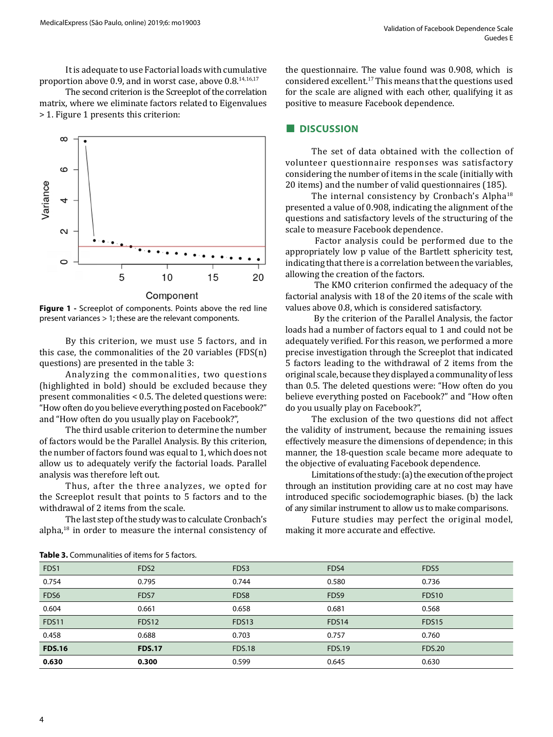It is adequate to use Factorial loads with cumulative proportion above 0.9, and in worst case, above 0.8.[14,16,17]

The second criterion is the Screeplot of the correlation matrix, where we eliminate factors related to Eigenvalues > 1. Figure 1 presents this criterion:

**Figure 1 -** Screeplot of components. Points above the red line present variances > 1; these are the relevant components.

By this criterion, we must use 5 factors, and in this case, the commonalities of the 20 variables (FDS(n) questions) are presented in the table 3:

Analyzing the commonalities, two questions (highlighted in bold) should be excluded because they present commonalities < 0.5. The deleted questions were: "How often do you believe everything posted on Facebook?" and "How often do you usually play on Facebook?",

The third usable criterion to determine the number of factors would be the Parallel Analysis. By this criterion, the number of factors found was equal to 1, which does not allow us to adequately verify the factorial loads. Parallel analysis was therefore left out.

Thus, after the three analyzes, we opted for the Screeplot result that points to 5 factors and to the withdrawal of 2 items from the scale.

The last step of the study was to calculate Cronbach's alpha,[18] in order to measure the internal consistency of the questionnaire. The value found was 0.908, which is considered excellent.[17] This means that the questions used for the scale are aligned with each other, qualifying it as positive to measure Facebook dependence.

## DISCUSSION

The set of data obtained with the collection of volunteer questionnaire responses was satisfactory considering the number of items in the scale (initially with 20 items) and the number of valid questionnaires (185).

The internal consistency by Cronbach's Alpha[18] presented a value of 0.908, indicating the alignment of the questions and satisfactory levels of the structuring of the scale to measure Facebook dependence.

Factor analysis could be performed due to the appropriately low p value of the Bartlett sphericity test, indicating that there is a correlation between the variables, allowing the creation of the factors.

The KMO criterion confirmed the adequacy of the factorial analysis with 18 of the 20 items of the scale with values above 0.8, which is considered satisfactory.

By the criterion of the Parallel Analysis, the factor loads had a number of factors equal to 1 and could not be adequately verified. For this reason, we performed a more precise investigation through the Screeplot that indicated 5 factors leading to the withdrawal of 2 items from the original scale, because they displayed a communality of less than 0.5. The deleted questions were: "How often do you believe everything posted on Facebook?" and "How often do you usually play on Facebook?",

The exclusion of the two questions did not affect the validity of instrument, because the remaining issues effectively measure the dimensions of dependence; in this manner, the 18-question scale became more adequate to the objective of evaluating Facebook dependence.

Limitations of the study: (a) the execution of the project through an institution providing care at no cost may have introduced specific sociodemographic biases. (b) the lack of any similar instrument to allow us to make comparisons.

Future studies may perfect the original model, making it more accurate and effective.

**Table 3.** Communalities of items for 5 factors.

| FDS1 | FDS2 | FDS3 | FDS4 | FDS5 |
|---|---|---|---|---|
| 0.754 | 0.795 | 0.744 | 0.580 | 0.736 |
| FDS6 | FDS7 | FDS8 | FDS9 | FDS10 |
| 0.604 | 0.661 | 0.658 | 0.681 | 0.568 |
| FDS11 | FDS12 | FDS13 | FDS14 | FDS15 |
| 0.458 | 0.688 | 0.703 | 0.757 | 0.760 |
| **FDS.16** | **FDS.17** | FDS.18 | FDS.19 | FDS.20 |
| **0.630** | **0.300** | 0.599 | 0.645 | 0.630 |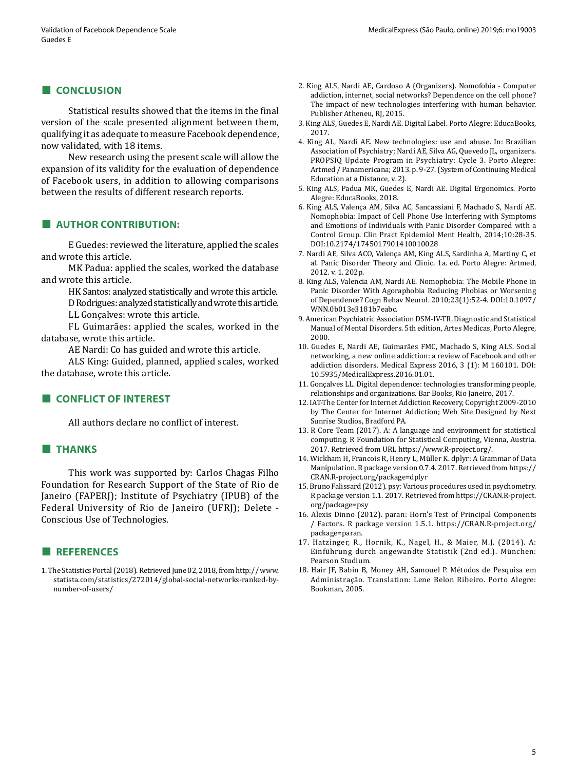## CONCLUSION

Statistical results showed that the items in the final version of the scale presented alignment between them, qualifying it as adequate to measure Facebook dependence, now validated, with 18 items.

New research using the present scale will allow the expansion of its validity for the evaluation of dependence of Facebook users, in addition to allowing comparisons between the results of different research reports.

## AUTHOR CONTRIBUTION:

E Guedes: reviewed the literature, applied the scales and wrote this article.

MK Padua: applied the scales, worked the database and wrote this article.

HK Santos: analyzed statistically and wrote this article.

D Rodrigues: analyzed statistically and wrote this article.

LL Gonçalves: wrote this article.

FL Guimarães: applied the scales, worked in the database, wrote this article.

AE Nardi: Co has guided and wrote this article.

ALS King: Guided, planned, applied scales, worked the database, wrote this article.

## CONFLICT OF INTEREST

All authors declare no conflict of interest.

## THANKS

This work was supported by: Carlos Chagas Filho Foundation for Research Support of the State of Rio de Janeiro (FAPERJ); Institute of Psychiatry (IPUB) of the Federal University of Rio de Janeiro (UFRJ); Delete - Conscious Use of Technologies.

## REFERENCES

1. The Statistics Portal (2018). Retrieved June 02, 2018, from http://www.statista.com/statistics/272014/global-social-networks-ranked-by-number-of-users/
2. King ALS, Nardi AE, Cardoso A (Organizers). Nomofobia - Computer addiction, internet, social networks? Dependence on the cell phone? The impact of new technologies interfering with human behavior. Publisher Atheneu, RJ, 2015.
3. King ALS, Guedes E, Nardi AE. Digital Label. Porto Alegre: EducaBooks, 2017.
4. King AL, Nardi AE. New technologies: use and abuse. In: Brazilian Association of Psychiatry; Nardi AE, Silva AG, Quevedo JL, organizers. PROPSIQ Update Program in Psychiatry: Cycle 3. Porto Alegre: Artmed / Panamericana; 2013. p. 9-27. (System of Continuing Medical Education at a Distance, v. 2).
5. King ALS, Padua MK, Guedes E, Nardi AE. Digital Ergonomics. Porto Alegre: EducaBooks, 2018.
6. King ALS, Valença AM, Silva AC, Sancassiani F, Machado S, Nardi AE. Nomophobia: Impact of Cell Phone Use Interfering with Symptoms and Emotions of Individuals with Panic Disorder Compared with a Control Group. Clin Pract Epidemiol Ment Health, 2014;10:28-35. DOI:10.2174/1745017901410010028
7. Nardi AE, Silva ACO, Valença AM, King ALS, Sardinha A, Martiny C, et al. Panic Disorder Theory and Clinic. 1a. ed. Porto Alegre: Artmed, 2012. v. 1. 202p.
8. King ALS, Valencia AM, Nardi AE. Nomophobia: The Mobile Phone in Panic Disorder With Agoraphobia Reducing Phobias or Worsening of Dependence? Cogn Behav Neurol. 2010;23(1):52-4. DOI:10.1097/WNN.0b013e3181b7eabc.
9. American Psychiatric Association DSM-IV-TR. Diagnostic and Statistical Manual of Mental Disorders. 5th edition, Artes Medicas, Porto Alegre, 2000.
10. Guedes E, Nardi AE, Guimarães FMC, Machado S, King ALS. Social networking, a new online addiction: a review of Facebook and other addiction disorders. Medical Express 2016, 3 (1): M 160101. DOI: 10.5935/MedicalExpress.2016.01.01.
11. Gonçalves LL. Digital dependence: technologies transforming people, relationships and organizations. Bar Books, Rio Janeiro, 2017.
12. IAT-The Center for Internet Addiction Recovery, Copyright 2009-2010 by The Center for Internet Addiction; Web Site Designed by Next Sunrise Studios, Bradford PA.
13. R Core Team (2017). A: A language and environment for statistical computing. R Foundation for Statistical Computing, Vienna, Austria. 2017. Retrieved from URL https://www.R-project.org/.
14. Wickham H, Francois R, Henry L, Müller K. dplyr: A Grammar of Data Manipulation. R package version 0.7.4. 2017. Retrieved from https://CRAN.R-project.org/package=dplyr
15. Bruno Falissard (2012). psy: Various procedures used in psychometry. R package version 1.1. 2017. Retrieved from https://CRAN.R-project.org/package=psy
16. Alexis Dinno (2012). paran: Horn's Test of Principal Components / Factors. R package version 1.5.1. https://CRAN.R-project.org/package=paran.
17. Hatzinger, R., Hornik, K., Nagel, H., & Maier, M.J. (2014). A: Einführung durch angewandte Statistik (2nd ed.). München: Pearson Studium.
18. Hair JF, Babin B, Money AH, Samouel P. Métodos de Pesquisa em Administração. Translation: Lene Belon Ribeiro. Porto Alegre: Bookman, 2005.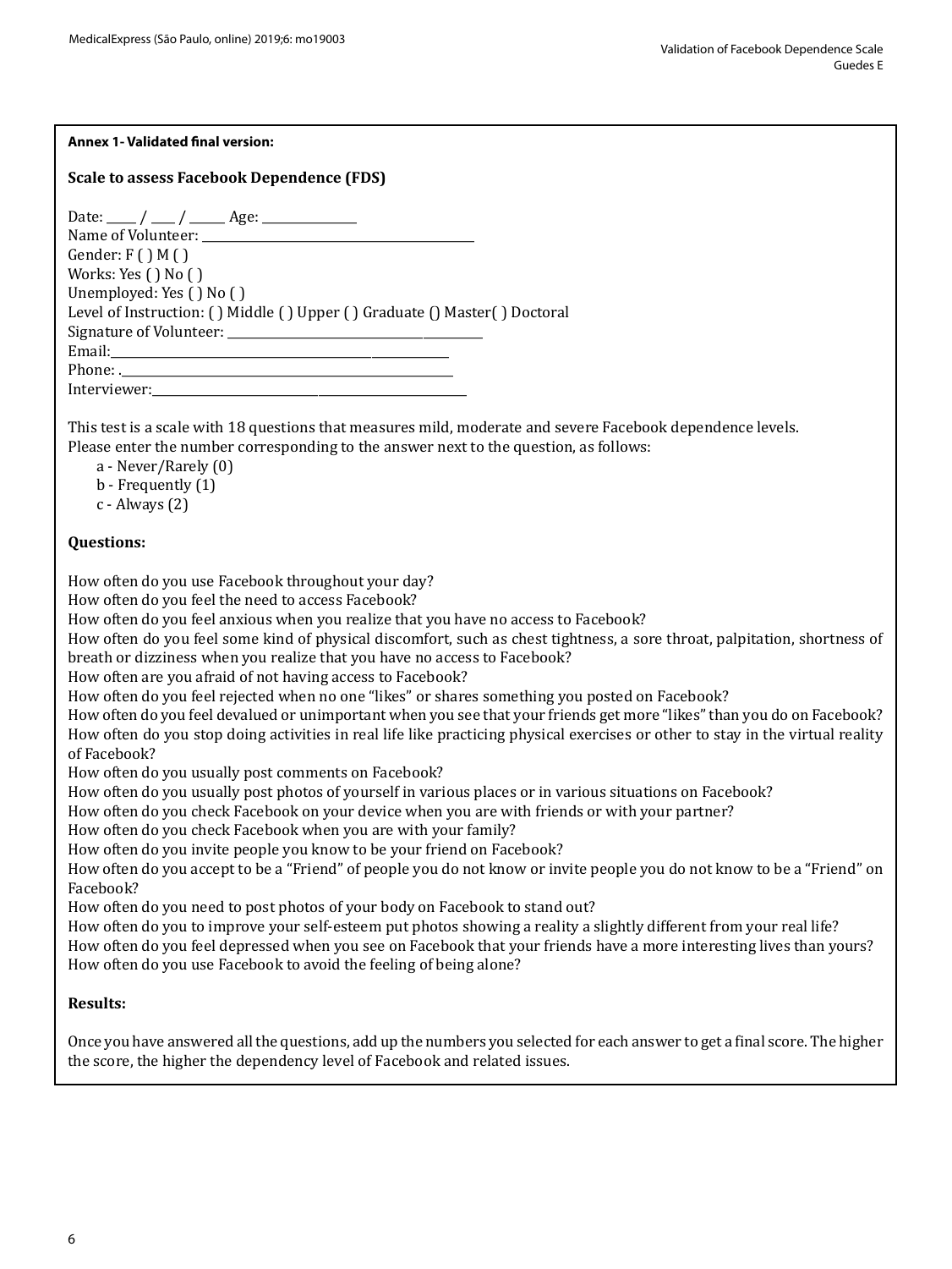**Annex 1- Validated final version:**

**Scale to assess Facebook Dependence (FDS)**

Date: ____ / ___ / _____ Age: _____________
Name of Volunteer: ________________________________________
Gender: F ( ) M ( )
Works: Yes ( ) No ( )
Unemployed: Yes ( ) No ( )
Level of Instruction: ( ) Middle ( ) Upper ( ) Graduate () Master( ) Doctoral
Signature of Volunteer: __________________________________
Email:____________________________________________
Phone: .____________________________________________
Interviewer:________________________________________

This test is a scale with 18 questions that measures mild, moderate and severe Facebook dependence levels.
Please enter the number corresponding to the answer next to the question, as follows:

- a - Never/Rarely (0)
- b - Frequently (1)
- c - Always (2)

**Questions:**

How often do you use Facebook throughout your day?
How often do you feel the need to access Facebook?
How often do you feel anxious when you realize that you have no access to Facebook?
How often do you feel some kind of physical discomfort, such as chest tightness, a sore throat, palpitation, shortness of breath or dizziness when you realize that you have no access to Facebook?
How often are you afraid of not having access to Facebook?
How often do you feel rejected when no one "likes" or shares something you posted on Facebook?
How often do you feel devalued or unimportant when you see that your friends get more "likes" than you do on Facebook?
How often do you stop doing activities in real life like practicing physical exercises or other to stay in the virtual reality of Facebook?
How often do you usually post comments on Facebook?
How often do you usually post photos of yourself in various places or in various situations on Facebook?
How often do you check Facebook on your device when you are with friends or with your partner?
How often do you check Facebook when you are with your family?
How often do you invite people you know to be your friend on Facebook?
How often do you accept to be a "Friend" of people you do not know or invite people you do not know to be a "Friend" on Facebook?
How often do you need to post photos of your body on Facebook to stand out?
How often do you to improve your self-esteem put photos showing a reality a slightly different from your real life?
How often do you feel depressed when you see on Facebook that your friends have a more interesting lives than yours?
How often do you use Facebook to avoid the feeling of being alone?

**Results:**

Once you have answered all the questions, add up the numbers you selected for each answer to get a final score. The higher the score, the higher the dependency level of Facebook and related issues.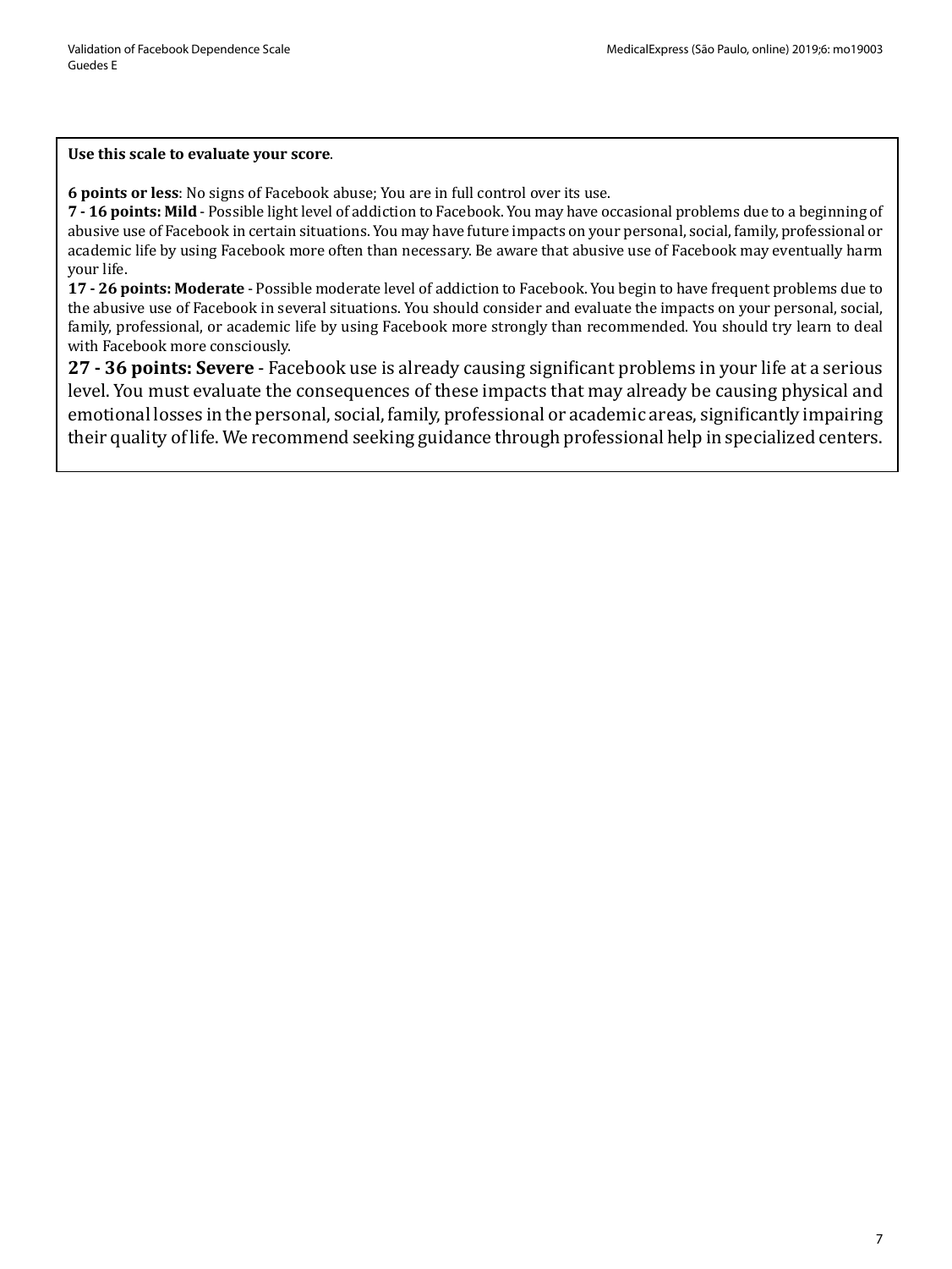**Use this scale to evaluate your score**.

**6 points or less**: No signs of Facebook abuse; You are in full control over its use.
**7 - 16 points: Mild** - Possible light level of addiction to Facebook. You may have occasional problems due to a beginning of abusive use of Facebook in certain situations. You may have future impacts on your personal, social, family, professional or academic life by using Facebook more often than necessary. Be aware that abusive use of Facebook may eventually harm your life.
**17 - 26 points: Moderate** - Possible moderate level of addiction to Facebook. You begin to have frequent problems due to the abusive use of Facebook in several situations. You should consider and evaluate the impacts on your personal, social, family, professional, or academic life by using Facebook more strongly than recommended. You should try learn to deal with Facebook more consciously.
**27 - 36 points: Severe** - Facebook use is already causing significant problems in your life at a serious level. You must evaluate the consequences of these impacts that may already be causing physical and emotional losses in the personal, social, family, professional or academic areas, significantly impairing their quality of life. We recommend seeking guidance through professional help in specialized centers.